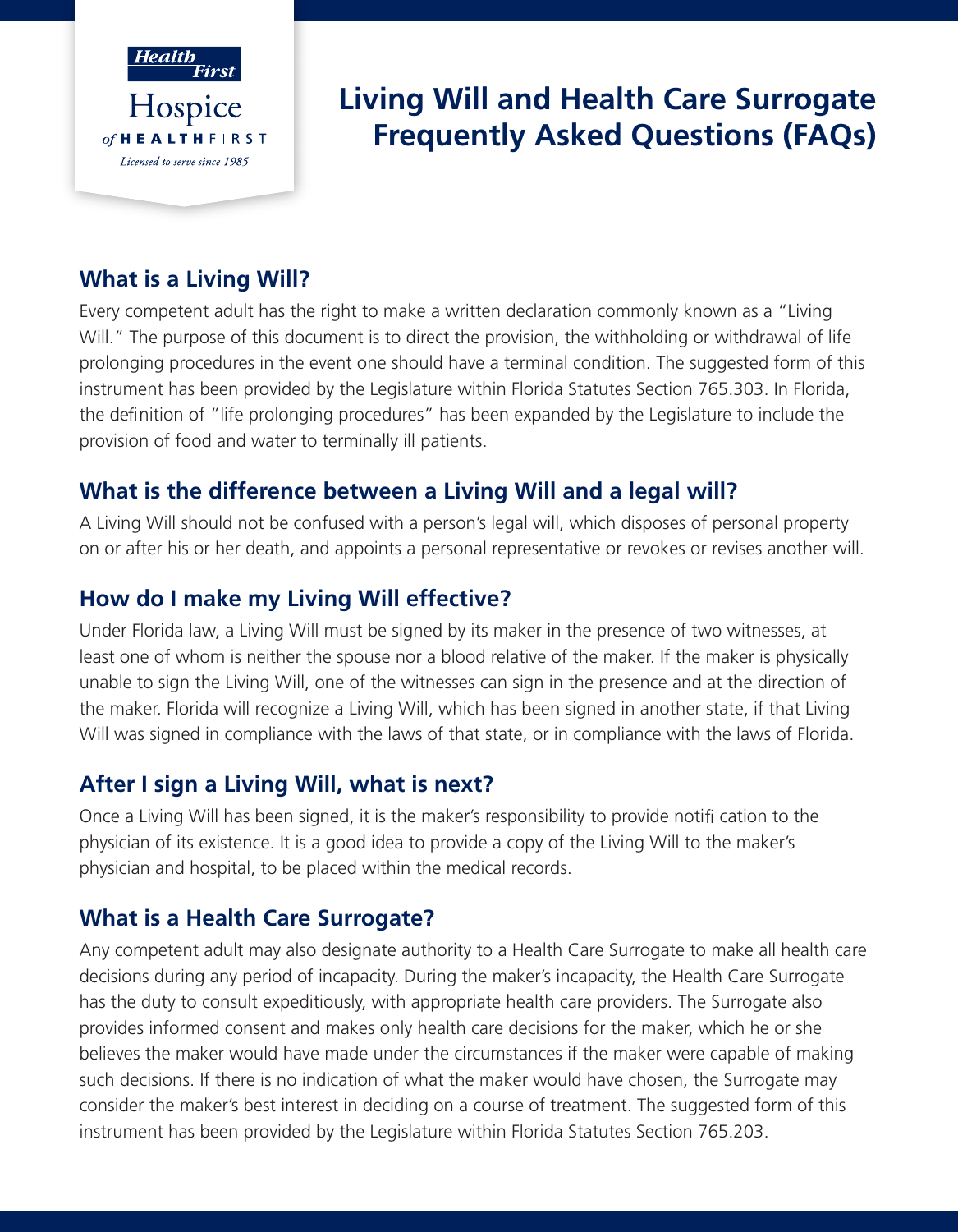Health First

Hospice
*of* HEALTHFIRST
*Licensed to serve since 1985*

# Living Will and Health Care Surrogate Frequently Asked Questions (FAQs)

## What is a Living Will?

Every competent adult has the right to make a written declaration commonly known as a "Living Will." The purpose of this document is to direct the provision, the withholding or withdrawal of life prolonging procedures in the event one should have a terminal condition. The suggested form of this instrument has been provided by the Legislature within Florida Statutes Section 765.303. In Florida, the definition of "life prolonging procedures" has been expanded by the Legislature to include the provision of food and water to terminally ill patients.

## What is the difference between a Living Will and a legal will?

A Living Will should not be confused with a person's legal will, which disposes of personal property on or after his or her death, and appoints a personal representative or revokes or revises another will.

## How do I make my Living Will effective?

Under Florida law, a Living Will must be signed by its maker in the presence of two witnesses, at least one of whom is neither the spouse nor a blood relative of the maker. If the maker is physically unable to sign the Living Will, one of the witnesses can sign in the presence and at the direction of the maker. Florida will recognize a Living Will, which has been signed in another state, if that Living Will was signed in compliance with the laws of that state, or in compliance with the laws of Florida.

## After I sign a Living Will, what is next?

Once a Living Will has been signed, it is the maker's responsibility to provide notifi cation to the physician of its existence. It is a good idea to provide a copy of the Living Will to the maker's physician and hospital, to be placed within the medical records.

## What is a Health Care Surrogate?

Any competent adult may also designate authority to a Health Care Surrogate to make all health care decisions during any period of incapacity. During the maker's incapacity, the Health Care Surrogate has the duty to consult expeditiously, with appropriate health care providers. The Surrogate also provides informed consent and makes only health care decisions for the maker, which he or she believes the maker would have made under the circumstances if the maker were capable of making such decisions. If there is no indication of what the maker would have chosen, the Surrogate may consider the maker's best interest in deciding on a course of treatment. The suggested form of this instrument has been provided by the Legislature within Florida Statutes Section 765.203.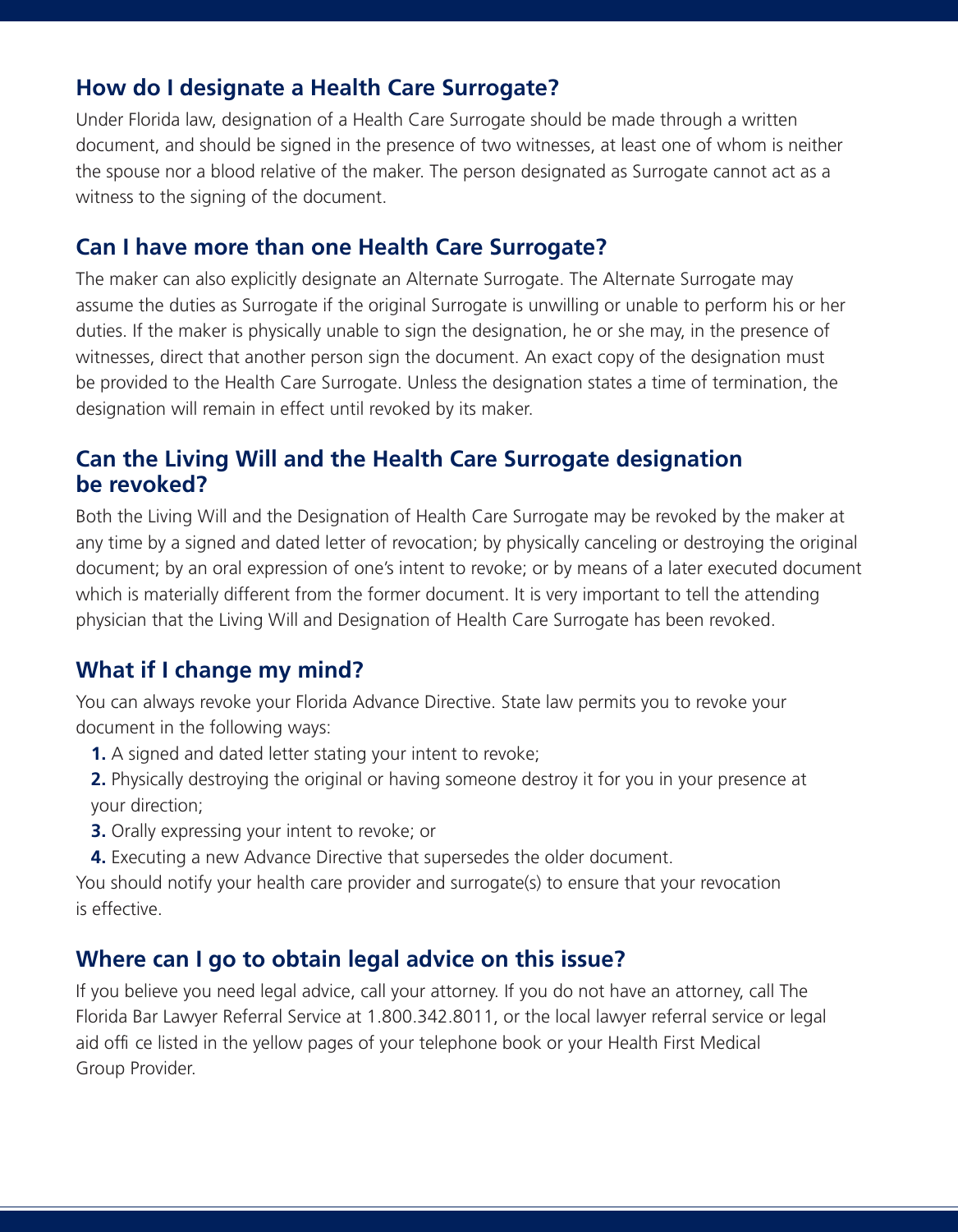## How do I designate a Health Care Surrogate?

Under Florida law, designation of a Health Care Surrogate should be made through a written document, and should be signed in the presence of two witnesses, at least one of whom is neither the spouse nor a blood relative of the maker. The person designated as Surrogate cannot act as a witness to the signing of the document.

## Can I have more than one Health Care Surrogate?

The maker can also explicitly designate an Alternate Surrogate. The Alternate Surrogate may assume the duties as Surrogate if the original Surrogate is unwilling or unable to perform his or her duties. If the maker is physically unable to sign the designation, he or she may, in the presence of witnesses, direct that another person sign the document. An exact copy of the designation must be provided to the Health Care Surrogate. Unless the designation states a time of termination, the designation will remain in effect until revoked by its maker.

## Can the Living Will and the Health Care Surrogate designation be revoked?

Both the Living Will and the Designation of Health Care Surrogate may be revoked by the maker at any time by a signed and dated letter of revocation; by physically canceling or destroying the original document; by an oral expression of one's intent to revoke; or by means of a later executed document which is materially different from the former document. It is very important to tell the attending physician that the Living Will and Designation of Health Care Surrogate has been revoked.

## What if I change my mind?

You can always revoke your Florida Advance Directive. State law permits you to revoke your document in the following ways:

1. A signed and dated letter stating your intent to revoke;
2. Physically destroying the original or having someone destroy it for you in your presence at your direction;
3. Orally expressing your intent to revoke; or
4. Executing a new Advance Directive that supersedes the older document.

You should notify your health care provider and surrogate(s) to ensure that your revocation is effective.

## Where can I go to obtain legal advice on this issue?

If you believe you need legal advice, call your attorney. If you do not have an attorney, call The Florida Bar Lawyer Referral Service at 1.800.342.8011, or the local lawyer referral service or legal aid offi ce listed in the yellow pages of your telephone book or your Health First Medical Group Provider.